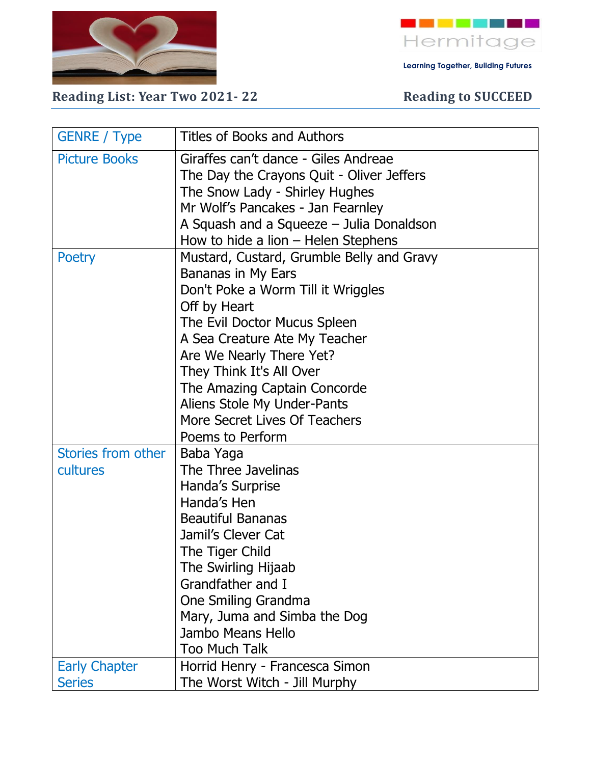Hermitage

Learning Together, Building Futures

## Reading List: Year Two 2021- 22

**Reading to SUCCEED**

| GENRE / Type | Titles of Books and Authors |
|---|---|
| Picture Books | Giraffes can't dance - Giles Andreae<br>The Day the Crayons Quit - Oliver Jeffers<br>The Snow Lady - Shirley Hughes<br>Mr Wolf's Pancakes - Jan Fearnley<br>A Squash and a Squeeze – Julia Donaldson<br>How to hide a lion – Helen Stephens |
| Poetry | Mustard, Custard, Grumble Belly and Gravy<br>Bananas in My Ears<br>Don't Poke a Worm Till it Wriggles<br>Off by Heart<br>The Evil Doctor Mucus Spleen<br>A Sea Creature Ate My Teacher<br>Are We Nearly There Yet?<br>They Think It's All Over<br>The Amazing Captain Concorde<br>Aliens Stole My Under-Pants<br>More Secret Lives Of Teachers<br>Poems to Perform |
| Stories from other cultures | Baba Yaga<br>The Three Javelinas<br>Handa's Surprise<br>Handa's Hen<br>Beautiful Bananas<br>Jamil's Clever Cat<br>The Tiger Child<br>The Swirling Hijaab<br>Grandfather and I<br>One Smiling Grandma<br>Mary, Juma and Simba the Dog<br>Jambo Means Hello<br>Too Much Talk |
| Early Chapter Series | Horrid Henry - Francesca Simon<br>The Worst Witch - Jill Murphy |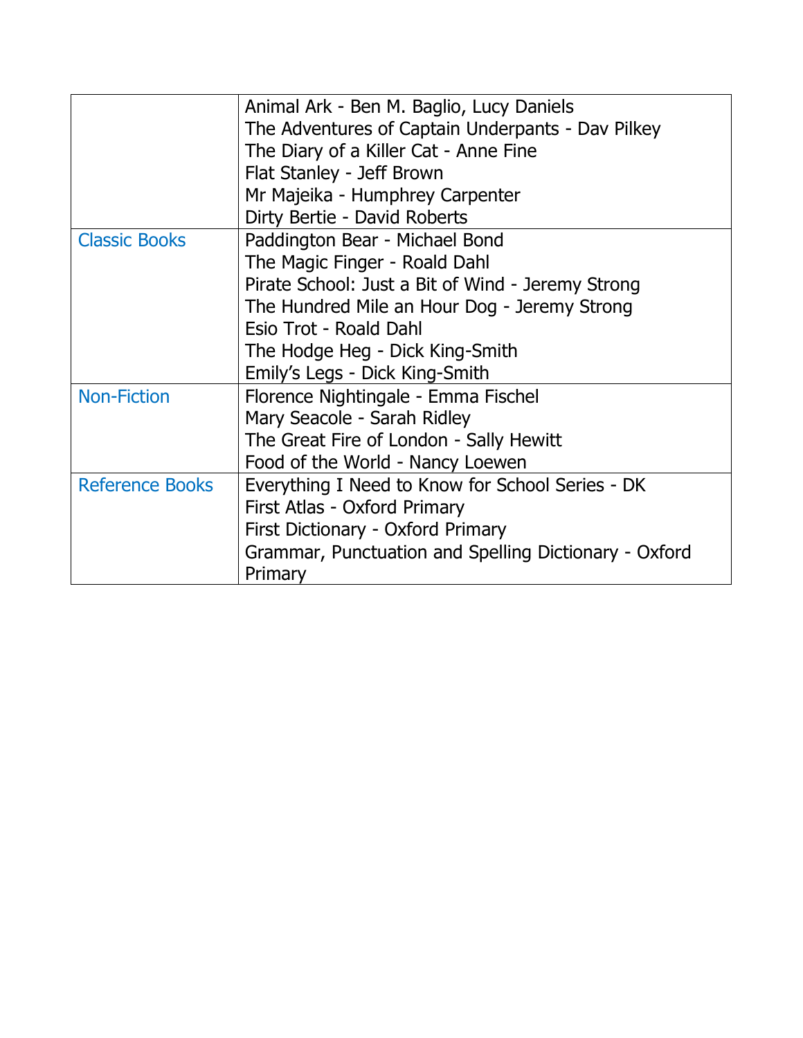| | |
|---|---|
| | Animal Ark - Ben M. Baglio, Lucy Daniels<br>The Adventures of Captain Underpants - Dav Pilkey<br>The Diary of a Killer Cat - Anne Fine<br>Flat Stanley - Jeff Brown<br>Mr Majeika - Humphrey Carpenter<br>Dirty Bertie - David Roberts |
| Classic Books | Paddington Bear - Michael Bond<br>The Magic Finger - Roald Dahl<br>Pirate School: Just a Bit of Wind - Jeremy Strong<br>The Hundred Mile an Hour Dog - Jeremy Strong<br>Esio Trot - Roald Dahl<br>The Hodge Heg - Dick King-Smith<br>Emily's Legs - Dick King-Smith |
| Non-Fiction | Florence Nightingale - Emma Fischel<br>Mary Seacole - Sarah Ridley<br>The Great Fire of London - Sally Hewitt<br>Food of the World - Nancy Loewen |
| Reference Books | Everything I Need to Know for School Series - DK<br>First Atlas - Oxford Primary<br>First Dictionary - Oxford Primary<br>Grammar, Punctuation and Spelling Dictionary - Oxford Primary |